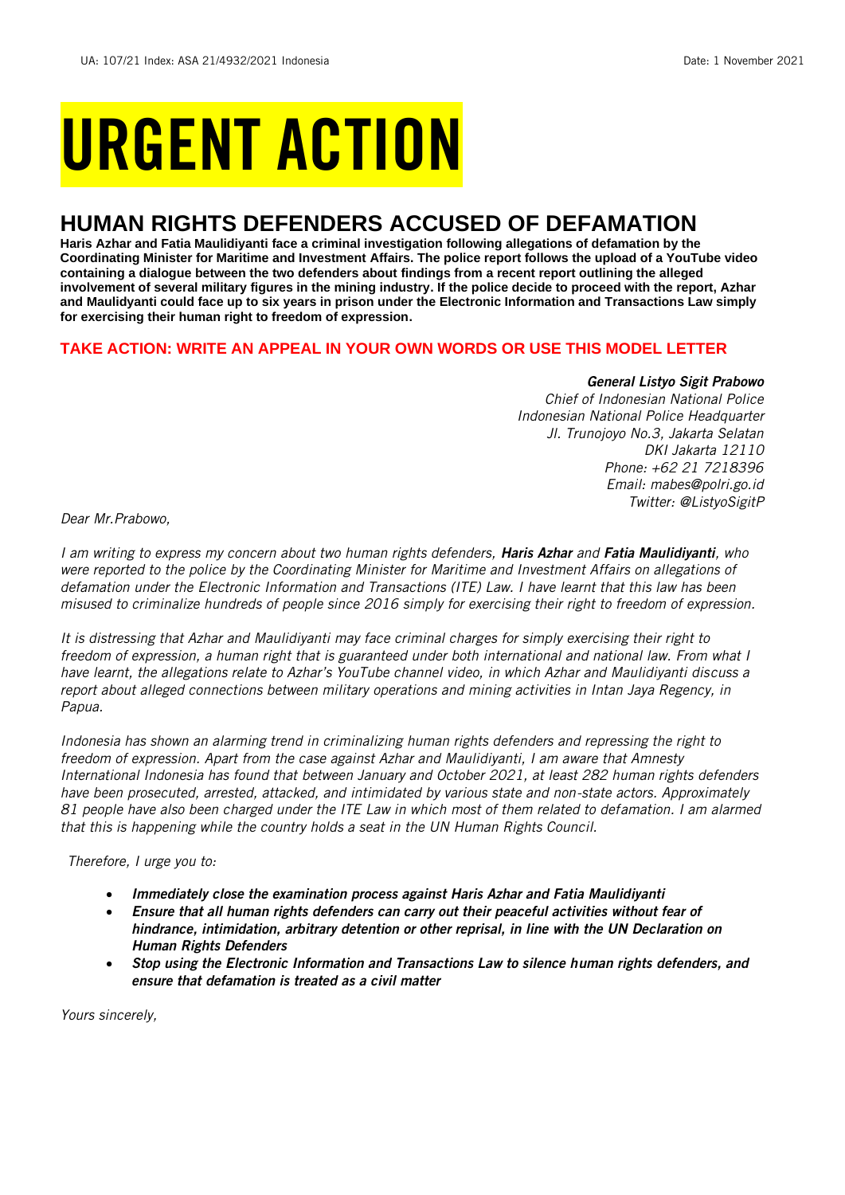UA: 107/21 Index: ASA 21/4932/2021 Indonesia Date: 1 November 2021

# URGENT ACTION

## HUMAN RIGHTS DEFENDERS ACCUSED OF DEFAMATION

**Haris Azhar and Fatia Maulidiyanti face a criminal investigation following allegations of defamation by the Coordinating Minister for Maritime and Investment Affairs. The police report follows the upload of a YouTube video containing a dialogue between the two defenders about findings from a recent report outlining the alleged involvement of several military figures in the mining industry. If the police decide to proceed with the report, Azhar and Maulidyanti could face up to six years in prison under the Electronic Information and Transactions Law simply for exercising their human right to freedom of expression.**

**TAKE ACTION: WRITE AN APPEAL IN YOUR OWN WORDS OR USE THIS MODEL LETTER**

***General Listyo Sigit Prabowo***
*Chief of Indonesian National Police*
*Indonesian National Police Headquarter*
*Jl. Trunojoyo No.3, Jakarta Selatan*
*DKI Jakarta 12110*
*Phone: +62 21 7218396*
*Email: mabes@polri.go.id*
*Twitter: @ListyoSigitP*

*Dear Mr.Prabowo,*

*I am writing to express my concern about two human rights defenders, **Haris Azhar** and **Fatia Maulidiyanti**, who were reported to the police by the Coordinating Minister for Maritime and Investment Affairs on allegations of defamation under the Electronic Information and Transactions (ITE) Law. I have learnt that this law has been misused to criminalize hundreds of people since 2016 simply for exercising their right to freedom of expression.*

*It is distressing that Azhar and Maulidiyanti may face criminal charges for simply exercising their right to freedom of expression, a human right that is guaranteed under both international and national law. From what I have learnt, the allegations relate to Azhar's YouTube channel video, in which Azhar and Maulidiyanti discuss a report about alleged connections between military operations and mining activities in Intan Jaya Regency, in Papua.*

*Indonesia has shown an alarming trend in criminalizing human rights defenders and repressing the right to freedom of expression. Apart from the case against Azhar and Maulidiyanti, I am aware that Amnesty International Indonesia has found that between January and October 2021, at least 282 human rights defenders have been prosecuted, arrested, attacked, and intimidated by various state and non-state actors. Approximately 81 people have also been charged under the ITE Law in which most of them related to defamation. I am alarmed that this is happening while the country holds a seat in the UN Human Rights Council.*

*Therefore, I urge you to:*

- ***Immediately close the examination process against Haris Azhar and Fatia Maulidiyanti***
- ***Ensure that all human rights defenders can carry out their peaceful activities without fear of hindrance, intimidation, arbitrary detention or other reprisal, in line with the UN Declaration on Human Rights Defenders***
- ***Stop using the Electronic Information and Transactions Law to silence human rights defenders, and ensure that defamation is treated as a civil matter***

*Yours sincerely,*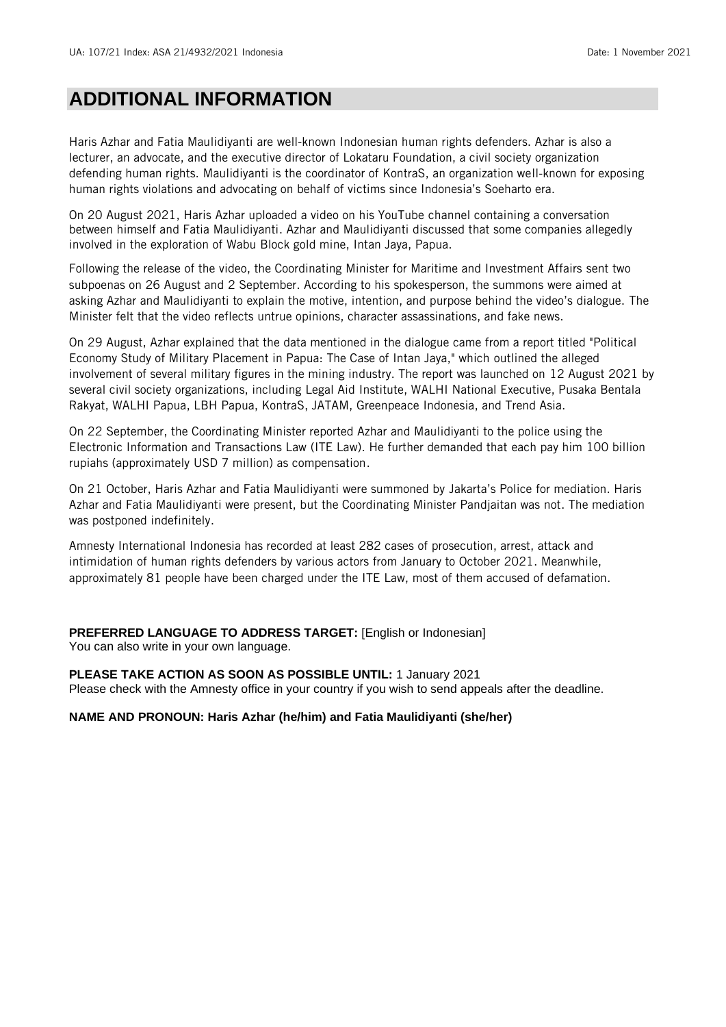# ADDITIONAL INFORMATION

Haris Azhar and Fatia Maulidiyanti are well-known Indonesian human rights defenders. Azhar is also a lecturer, an advocate, and the executive director of Lokataru Foundation, a civil society organization defending human rights. Maulidiyanti is the coordinator of KontraS, an organization well-known for exposing human rights violations and advocating on behalf of victims since Indonesia's Soeharto era.

On 20 August 2021, Haris Azhar uploaded a video on his YouTube channel containing a conversation between himself and Fatia Maulidiyanti. Azhar and Maulidiyanti discussed that some companies allegedly involved in the exploration of Wabu Block gold mine, Intan Jaya, Papua.

Following the release of the video, the Coordinating Minister for Maritime and Investment Affairs sent two subpoenas on 26 August and 2 September. According to his spokesperson, the summons were aimed at asking Azhar and Maulidiyanti to explain the motive, intention, and purpose behind the video's dialogue. The Minister felt that the video reflects untrue opinions, character assassinations, and fake news.

On 29 August, Azhar explained that the data mentioned in the dialogue came from a report titled "Political Economy Study of Military Placement in Papua: The Case of Intan Jaya," which outlined the alleged involvement of several military figures in the mining industry. The report was launched on 12 August 2021 by several civil society organizations, including Legal Aid Institute, WALHI National Executive, Pusaka Bentala Rakyat, WALHI Papua, LBH Papua, KontraS, JATAM, Greenpeace Indonesia, and Trend Asia.

On 22 September, the Coordinating Minister reported Azhar and Maulidiyanti to the police using the Electronic Information and Transactions Law (ITE Law). He further demanded that each pay him 100 billion rupiahs (approximately USD 7 million) as compensation.

On 21 October, Haris Azhar and Fatia Maulidiyanti were summoned by Jakarta's Police for mediation. Haris Azhar and Fatia Maulidiyanti were present, but the Coordinating Minister Pandjaitan was not. The mediation was postponed indefinitely.

Amnesty International Indonesia has recorded at least 282 cases of prosecution, arrest, attack and intimidation of human rights defenders by various actors from January to October 2021. Meanwhile, approximately 81 people have been charged under the ITE Law, most of them accused of defamation.

**PREFERRED LANGUAGE TO ADDRESS TARGET:** [English or Indonesian]
You can also write in your own language.

**PLEASE TAKE ACTION AS SOON AS POSSIBLE UNTIL:** 1 January 2021
Please check with the Amnesty office in your country if you wish to send appeals after the deadline.

**NAME AND PRONOUN: Haris Azhar (he/him) and Fatia Maulidiyanti (she/her)**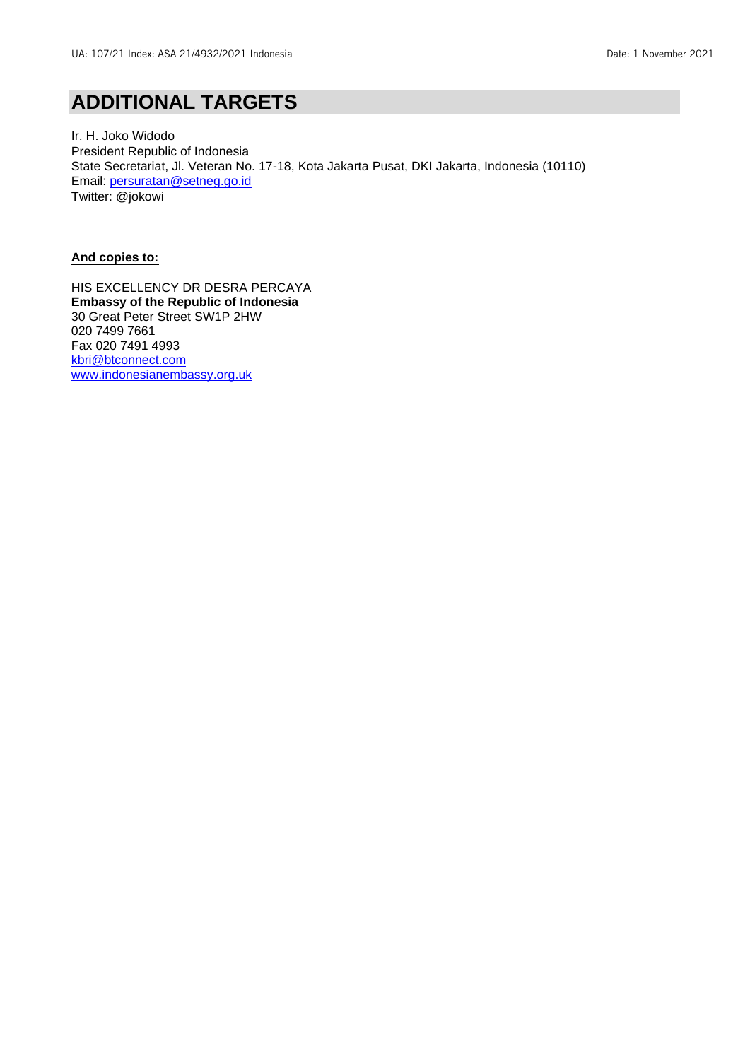## ADDITIONAL TARGETS

Ir. H. Joko Widodo
President Republic of Indonesia
State Secretariat, Jl. Veteran No. 17-18, Kota Jakarta Pusat, DKI Jakarta, Indonesia (10110)
Email: persuratan@setneg.go.id
Twitter: @jokowi

**And copies to:**

HIS EXCELLENCY DR DESRA PERCAYA
**Embassy of the Republic of Indonesia**
30 Great Peter Street SW1P 2HW
020 7499 7661
Fax 020 7491 4993
kbri@btconnect.com
www.indonesianembassy.org.uk